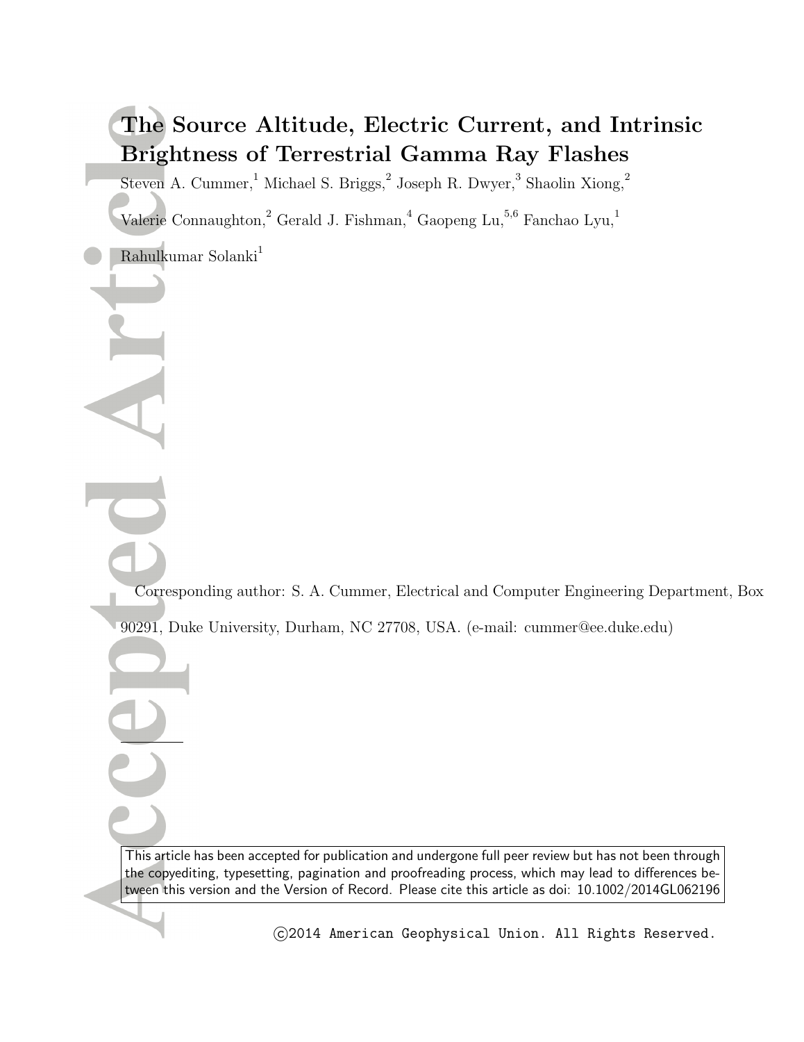# The Source Altitude, Electric Current, and Intrinsic Brightness of Terrestrial Gamma Ray Flashes

Steven A. Cummer,[1] Michael S. Briggs,[2] Joseph R. Dwyer,[3] Shaolin Xiong,[2]

Valerie Connaughton,[2] Gerald J. Fishman,[4] Gaopeng Lu,[5,6] Fanchao Lyu,[1]

Rahulkumar Solanki[1]

Corresponding author: S. A. Cummer, Electrical and Computer Engineering Department, Box 90291, Duke University, Durham, NC 27708, USA. (e-mail: cummer@ee.duke.edu)

This article has been accepted for publication and undergone full peer review but has not been through the copyediting, typesetting, pagination and proofreading process, which may lead to differences between this version and the Version of Record. Please cite this article as doi: 10.1002/2014GL062196

©2014 American Geophysical Union. All Rights Reserved.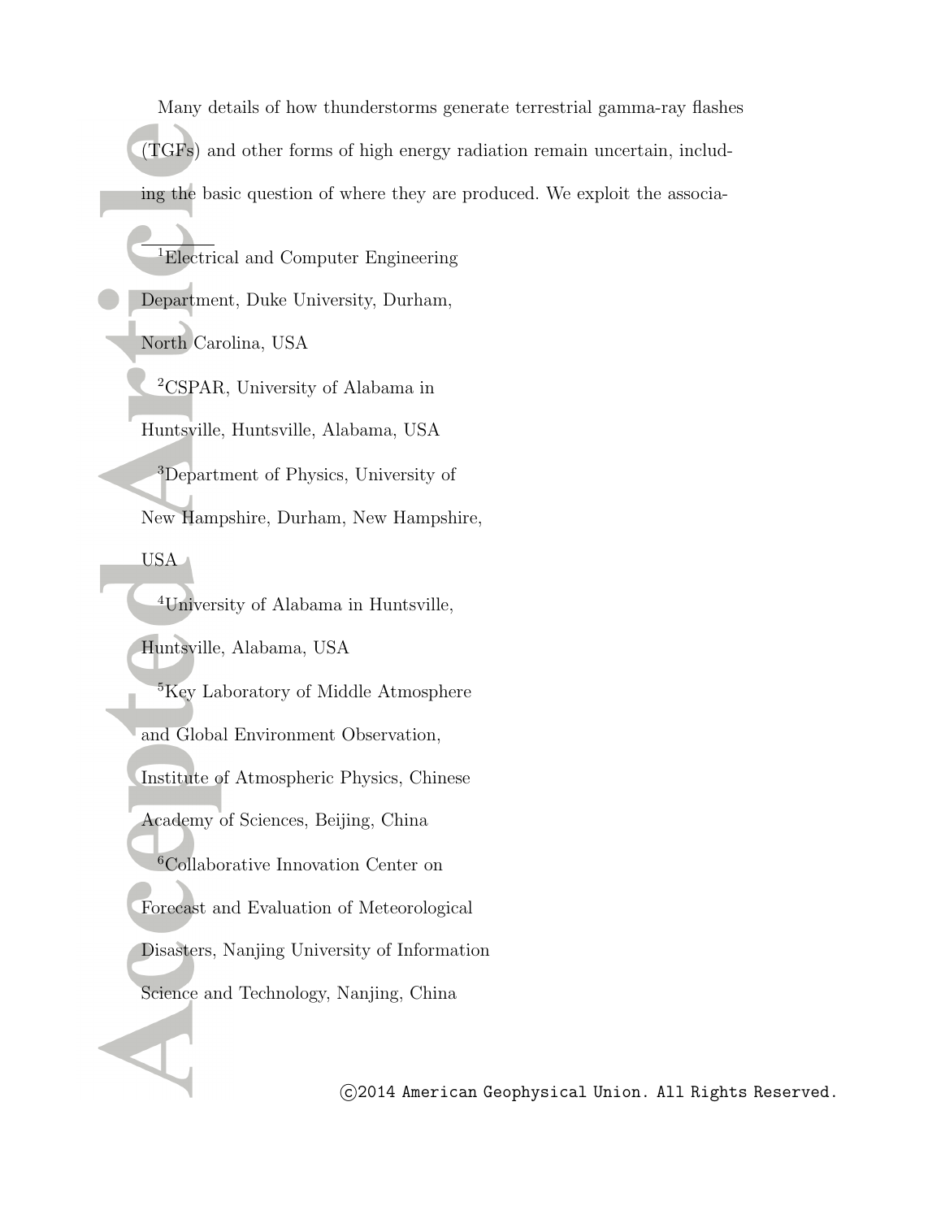Many details of how thunderstorms generate terrestrial gamma-ray flashes (TGFs) and other forms of high energy radiation remain uncertain, including the basic question of where they are produced. We exploit the associa-

---

[1]Electrical and Computer Engineering Department, Duke University, Durham, North Carolina, USA

[2]CSPAR, University of Alabama in Huntsville, Huntsville, Alabama, USA

[3]Department of Physics, University of New Hampshire, Durham, New Hampshire, USA

[4]University of Alabama in Huntsville, Huntsville, Alabama, USA

[5]Key Laboratory of Middle Atmosphere and Global Environment Observation, Institute of Atmospheric Physics, Chinese Academy of Sciences, Beijing, China

[6]Collaborative Innovation Center on Forecast and Evaluation of Meteorological Disasters, Nanjing University of Information Science and Technology, Nanjing, China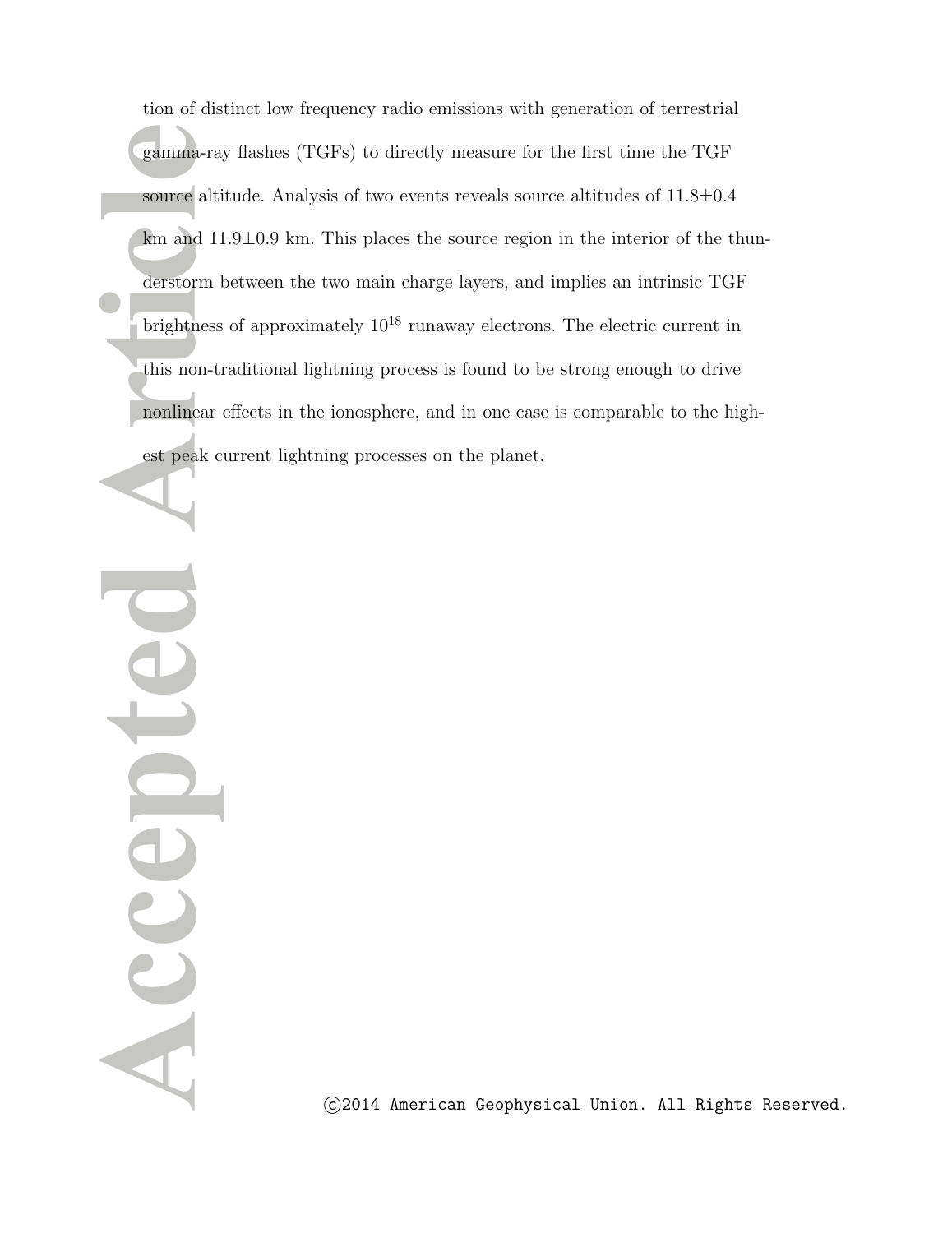tion of distinct low frequency radio emissions with generation of terrestrial gamma-ray flashes (TGFs) to directly measure for the first time the TGF source altitude. Analysis of two events reveals source altitudes of 11.8±0.4 km and 11.9±0.9 km. This places the source region in the interior of the thunderstorm between the two main charge layers, and implies an intrinsic TGF brightness of approximately $10^{18}$ runaway electrons. The electric current in this non-traditional lightning process is found to be strong enough to drive nonlinear effects in the ionosphere, and in one case is comparable to the highest peak current lightning processes on the planet.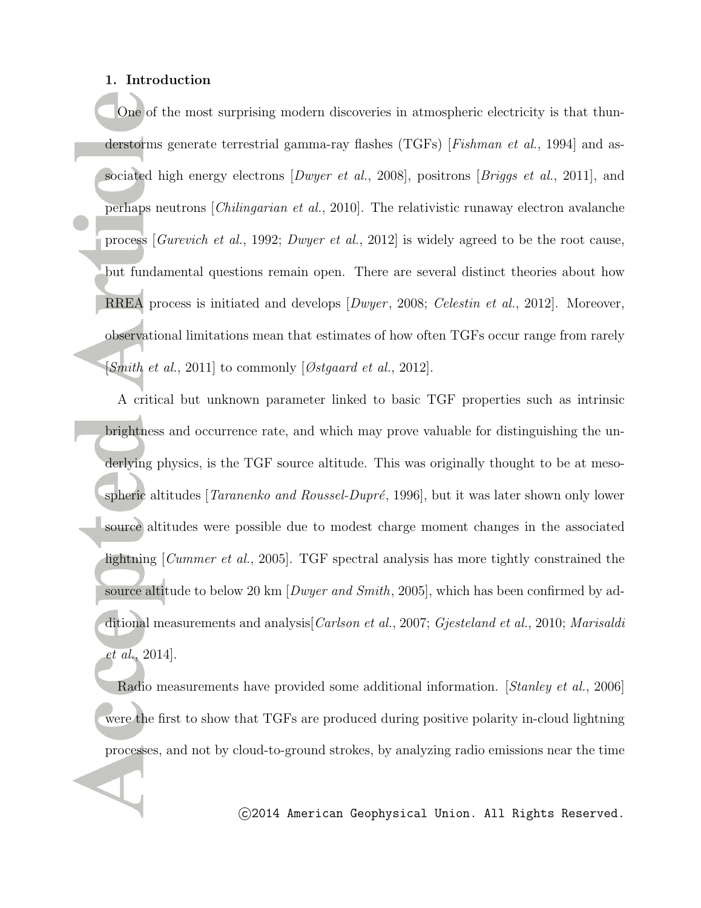## 1. Introduction

One of the most surprising modern discoveries in atmospheric electricity is that thunderstorms generate terrestrial gamma-ray flashes (TGFs) [*Fishman et al.*, 1994] and associated high energy electrons [*Dwyer et al.*, 2008], positrons [*Briggs et al.*, 2011], and perhaps neutrons [*Chilingarian et al.*, 2010]. The relativistic runaway electron avalanche process [*Gurevich et al.*, 1992; *Dwyer et al.*, 2012] is widely agreed to be the root cause, but fundamental questions remain open. There are several distinct theories about how RREA process is initiated and develops [*Dwyer*, 2008; *Celestin et al.*, 2012]. Moreover, observational limitations mean that estimates of how often TGFs occur range from rarely [*Smith et al.*, 2011] to commonly [*Østgaard et al.*, 2012].

A critical but unknown parameter linked to basic TGF properties such as intrinsic brightness and occurrence rate, and which may prove valuable for distinguishing the underlying physics, is the TGF source altitude. This was originally thought to be at mesospheric altitudes [*Taranenko and Roussel-Dupré*, 1996], but it was later shown only lower source altitudes were possible due to modest charge moment changes in the associated lightning [*Cummer et al.*, 2005]. TGF spectral analysis has more tightly constrained the source altitude to below 20 km [*Dwyer and Smith*, 2005], which has been confirmed by additional measurements and analysis[*Carlson et al.*, 2007; *Gjesteland et al.*, 2010; *Marisaldi et al.*, 2014].

Radio measurements have provided some additional information. [*Stanley et al.*, 2006] were the first to show that TGFs are produced during positive polarity in-cloud lightning processes, and not by cloud-to-ground strokes, by analyzing radio emissions near the time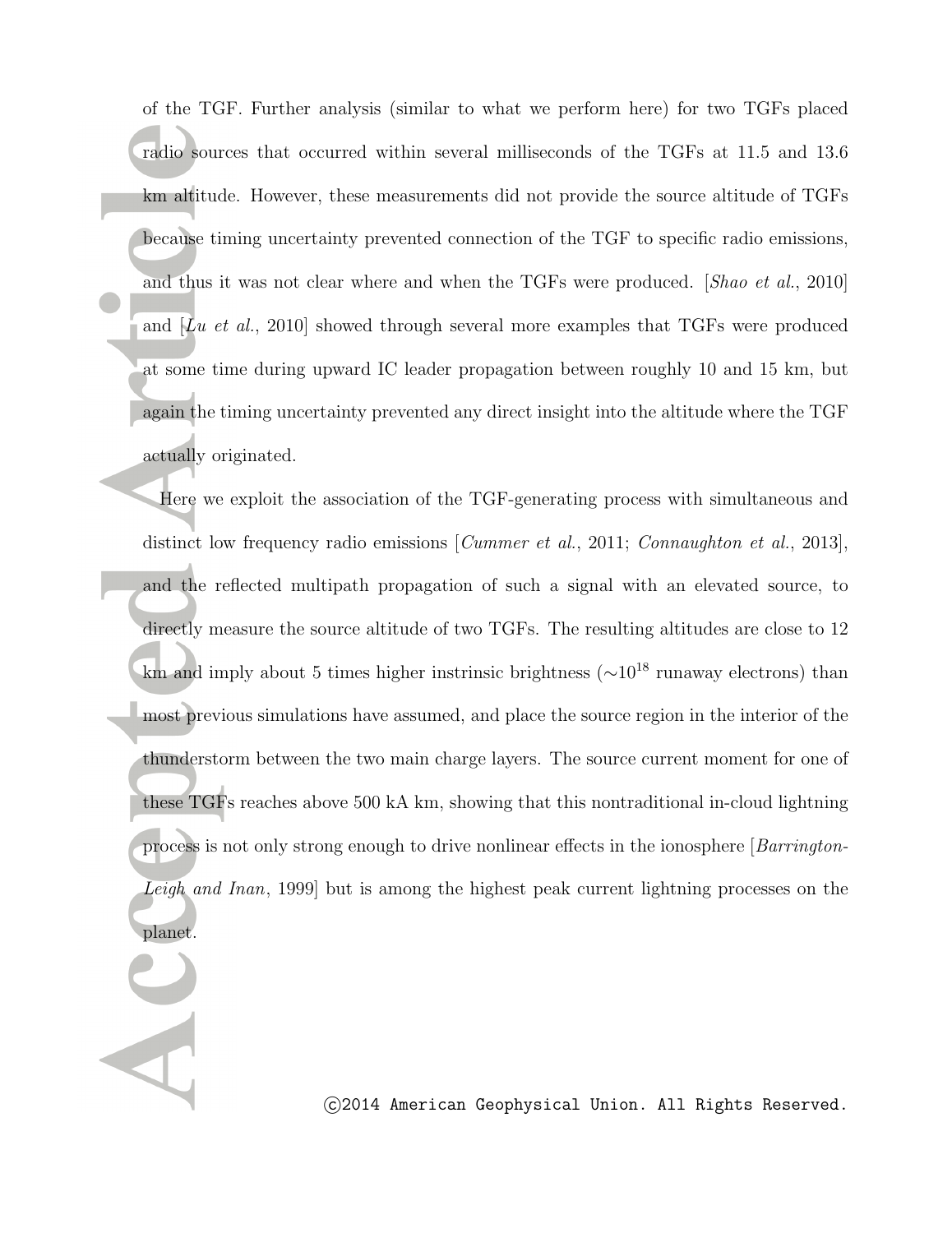of the TGF. Further analysis (similar to what we perform here) for two TGFs placed radio sources that occurred within several milliseconds of the TGFs at 11.5 and 13.6 km altitude. However, these measurements did not provide the source altitude of TGFs because timing uncertainty prevented connection of the TGF to specific radio emissions, and thus it was not clear where and when the TGFs were produced. [*Shao et al.*, 2010] and [*Lu et al.*, 2010] showed through several more examples that TGFs were produced at some time during upward IC leader propagation between roughly 10 and 15 km, but again the timing uncertainty prevented any direct insight into the altitude where the TGF actually originated.

Here we exploit the association of the TGF-generating process with simultaneous and distinct low frequency radio emissions [*Cummer et al.*, 2011; *Connaughton et al.*, 2013], and the reflected multipath propagation of such a signal with an elevated source, to directly measure the source altitude of two TGFs. The resulting altitudes are close to 12 km and imply about 5 times higher instrinsic brightness ($\sim 10^{18}$ runaway electrons) than most previous simulations have assumed, and place the source region in the interior of the thunderstorm between the two main charge layers. The source current moment for one of these TGFs reaches above 500 kA km, showing that this nontraditional in-cloud lightning process is not only strong enough to drive nonlinear effects in the ionosphere [*Barrington-Leigh and Inan*, 1999] but is among the highest peak current lightning processes on the planet.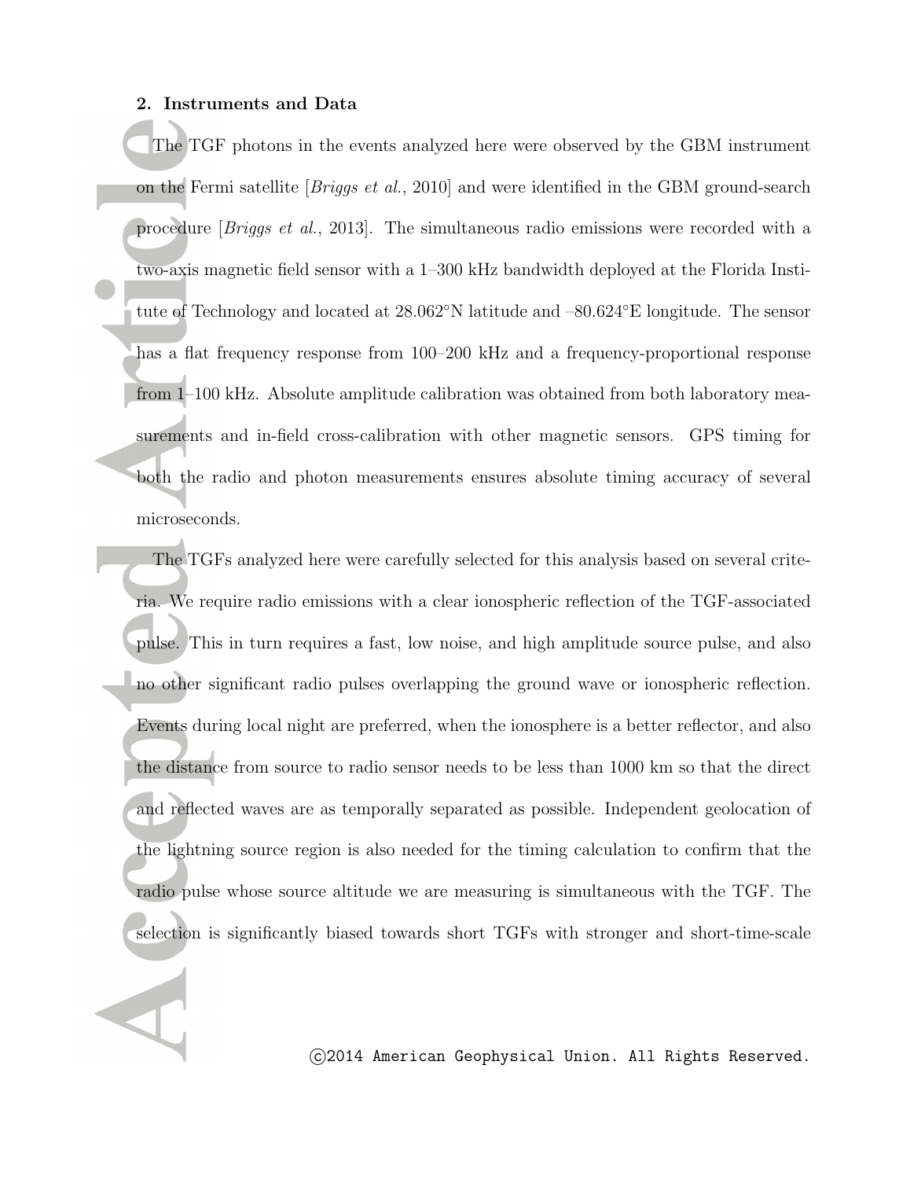## 2. Instruments and Data

The TGF photons in the events analyzed here were observed by the GBM instrument on the Fermi satellite [*Briggs et al.*, 2010] and were identified in the GBM ground-search procedure [*Briggs et al.*, 2013]. The simultaneous radio emissions were recorded with a two-axis magnetic field sensor with a 1–300 kHz bandwidth deployed at the Florida Institute of Technology and located at 28.062°N latitude and –80.624°E longitude. The sensor has a flat frequency response from 100–200 kHz and a frequency-proportional response from 1–100 kHz. Absolute amplitude calibration was obtained from both laboratory measurements and in-field cross-calibration with other magnetic sensors. GPS timing for both the radio and photon measurements ensures absolute timing accuracy of several microseconds.

The TGFs analyzed here were carefully selected for this analysis based on several criteria. We require radio emissions with a clear ionospheric reflection of the TGF-associated pulse. This in turn requires a fast, low noise, and high amplitude source pulse, and also no other significant radio pulses overlapping the ground wave or ionospheric reflection. Events during local night are preferred, when the ionosphere is a better reflector, and also the distance from source to radio sensor needs to be less than 1000 km so that the direct and reflected waves are as temporally separated as possible. Independent geolocation of the lightning source region is also needed for the timing calculation to confirm that the radio pulse whose source altitude we are measuring is simultaneous with the TGF. The selection is significantly biased towards short TGFs with stronger and short-time-scale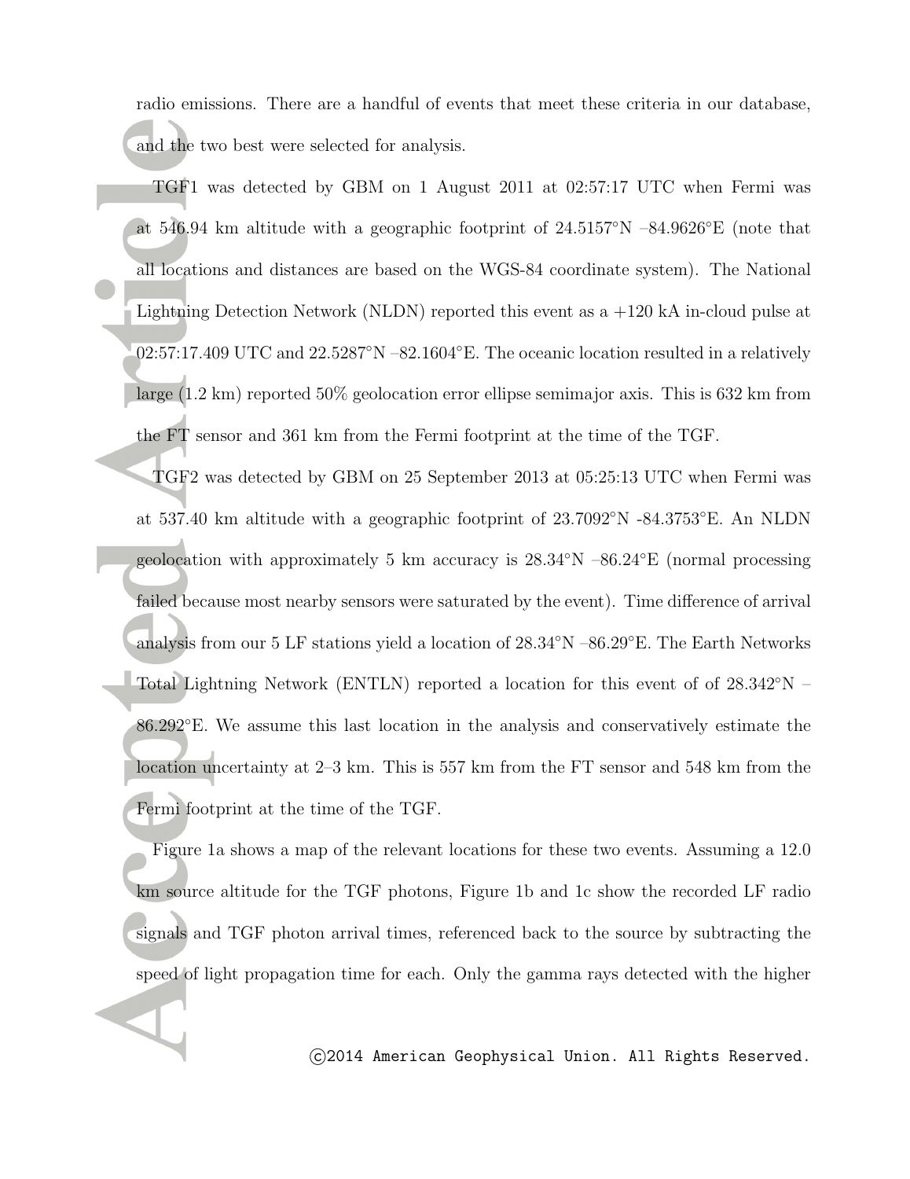radio emissions. There are a handful of events that meet these criteria in our database, and the two best were selected for analysis.

TGF1 was detected by GBM on 1 August 2011 at 02:57:17 UTC when Fermi was at 546.94 km altitude with a geographic footprint of 24.5157°N –84.9626°E (note that all locations and distances are based on the WGS-84 coordinate system). The National Lightning Detection Network (NLDN) reported this event as a +120 kA in-cloud pulse at 02:57:17.409 UTC and 22.5287°N –82.1604°E. The oceanic location resulted in a relatively large (1.2 km) reported 50% geolocation error ellipse semimajor axis. This is 632 km from the FT sensor and 361 km from the Fermi footprint at the time of the TGF.

TGF2 was detected by GBM on 25 September 2013 at 05:25:13 UTC when Fermi was at 537.40 km altitude with a geographic footprint of 23.7092°N -84.3753°E. An NLDN geolocation with approximately 5 km accuracy is 28.34°N –86.24°E (normal processing failed because most nearby sensors were saturated by the event). Time difference of arrival analysis from our 5 LF stations yield a location of 28.34°N –86.29°E. The Earth Networks Total Lightning Network (ENTLN) reported a location for this event of of 28.342°N –86.292°E. We assume this last location in the analysis and conservatively estimate the location uncertainty at 2–3 km. This is 557 km from the FT sensor and 548 km from the Fermi footprint at the time of the TGF.

Figure 1a shows a map of the relevant locations for these two events. Assuming a 12.0 km source altitude for the TGF photons, Figure 1b and 1c show the recorded LF radio signals and TGF photon arrival times, referenced back to the source by subtracting the speed of light propagation time for each. Only the gamma rays detected with the higher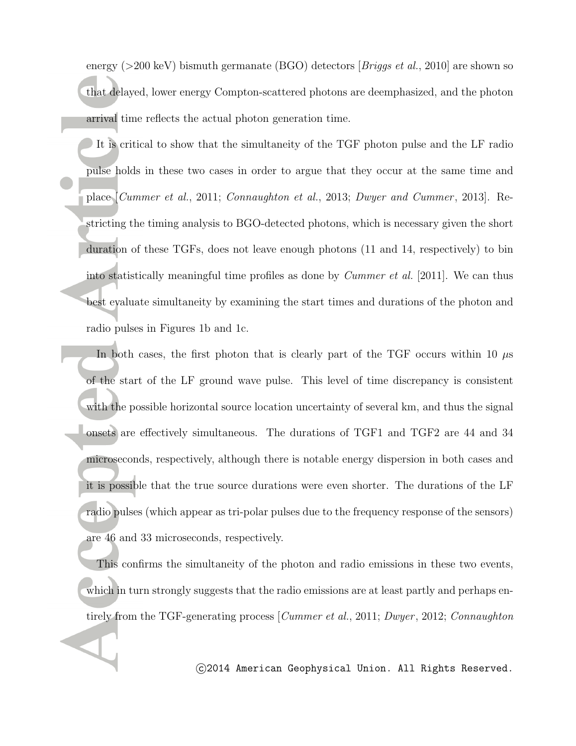energy (>200 keV) bismuth germanate (BGO) detectors [*Briggs et al.*, 2010] are shown so that delayed, lower energy Compton-scattered photons are deemphasized, and the photon arrival time reflects the actual photon generation time.

It is critical to show that the simultaneity of the TGF photon pulse and the LF radio pulse holds in these two cases in order to argue that they occur at the same time and place [*Cummer et al.*, 2011; *Connaughton et al.*, 2013; *Dwyer and Cummer*, 2013]. Restricting the timing analysis to BGO-detected photons, which is necessary given the short duration of these TGFs, does not leave enough photons (11 and 14, respectively) to bin into statistically meaningful time profiles as done by *Cummer et al.* [2011]. We can thus best evaluate simultaneity by examining the start times and durations of the photon and radio pulses in Figures 1b and 1c.

In both cases, the first photon that is clearly part of the TGF occurs within 10 $\mu$s of the start of the LF ground wave pulse. This level of time discrepancy is consistent with the possible horizontal source location uncertainty of several km, and thus the signal onsets are effectively simultaneous. The durations of TGF1 and TGF2 are 44 and 34 microseconds, respectively, although there is notable energy dispersion in both cases and it is possible that the true source durations were even shorter. The durations of the LF radio pulses (which appear as tri-polar pulses due to the frequency response of the sensors) are 46 and 33 microseconds, respectively.

This confirms the simultaneity of the photon and radio emissions in these two events, which in turn strongly suggests that the radio emissions are at least partly and perhaps entirely from the TGF-generating process [*Cummer et al.*, 2011; *Dwyer*, 2012; *Connaughton*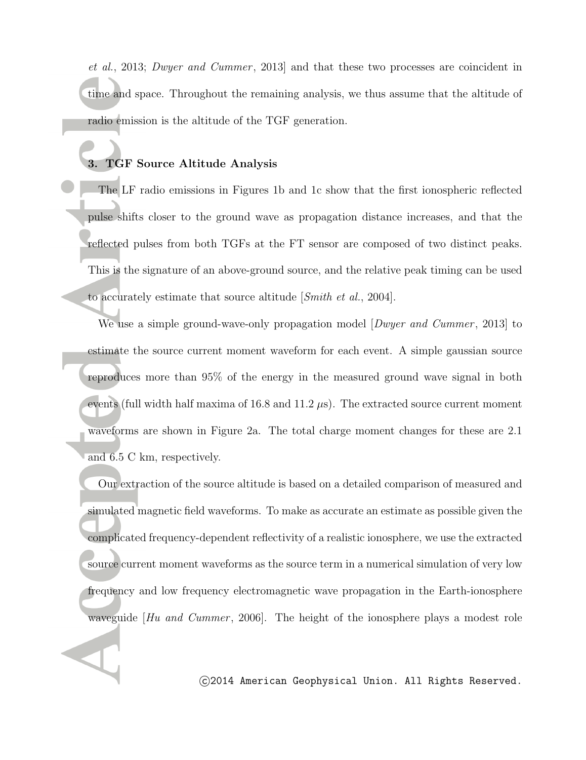*et al.*, 2013; *Dwyer and Cummer*, 2013] and that these two processes are coincident in time and space. Throughout the remaining analysis, we thus assume that the altitude of radio emission is the altitude of the TGF generation.

## 3. TGF Source Altitude Analysis

The LF radio emissions in Figures 1b and 1c show that the first ionospheric reflected pulse shifts closer to the ground wave as propagation distance increases, and that the reflected pulses from both TGFs at the FT sensor are composed of two distinct peaks. This is the signature of an above-ground source, and the relative peak timing can be used to accurately estimate that source altitude [*Smith et al.*, 2004].

We use a simple ground-wave-only propagation model [*Dwyer and Cummer*, 2013] to estimate the source current moment waveform for each event. A simple gaussian source reproduces more than 95% of the energy in the measured ground wave signal in both events (full width half maxima of 16.8 and 11.2 $\mu$s). The extracted source current moment waveforms are shown in Figure 2a. The total charge moment changes for these are 2.1 and 6.5 C km, respectively.

Our extraction of the source altitude is based on a detailed comparison of measured and simulated magnetic field waveforms. To make as accurate an estimate as possible given the complicated frequency-dependent reflectivity of a realistic ionosphere, we use the extracted source current moment waveforms as the source term in a numerical simulation of very low frequency and low frequency electromagnetic wave propagation in the Earth-ionosphere waveguide [*Hu and Cummer*, 2006]. The height of the ionosphere plays a modest role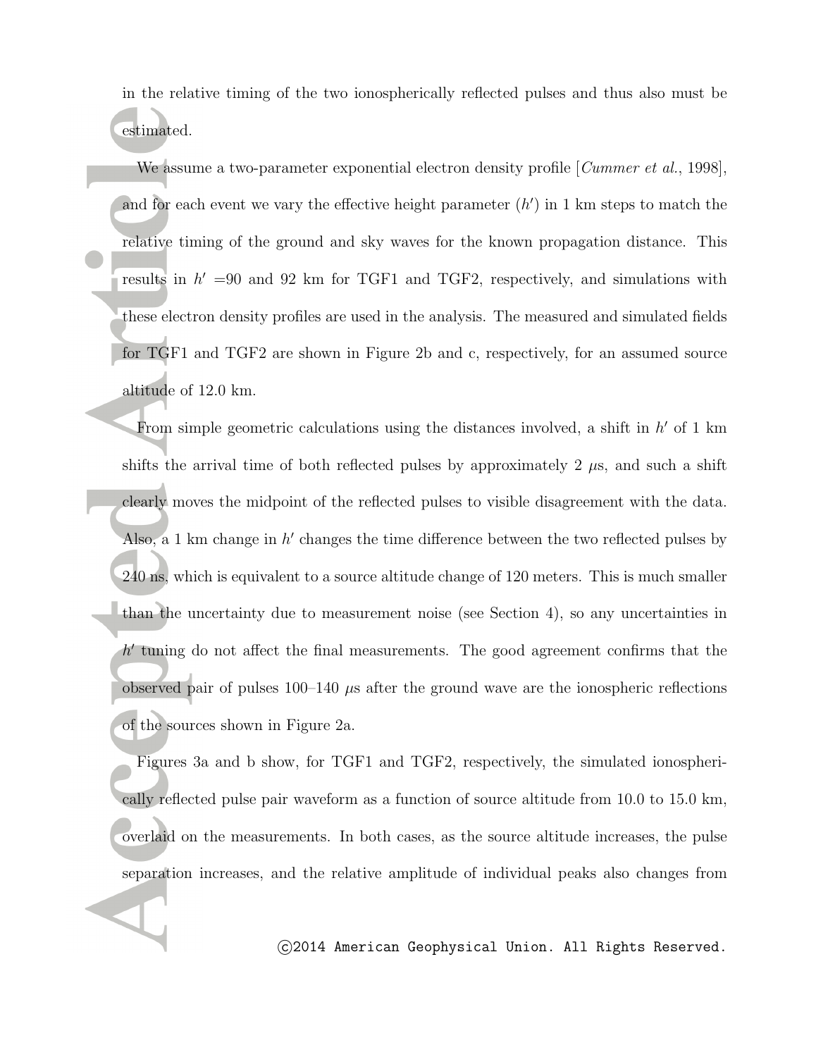in the relative timing of the two ionospherically reflected pulses and thus also must be estimated.

We assume a two-parameter exponential electron density profile [*Cummer et al.*, 1998], and for each event we vary the effective height parameter ($h'$) in 1 km steps to match the relative timing of the ground and sky waves for the known propagation distance. This results in $h'$ =90 and 92 km for TGF1 and TGF2, respectively, and simulations with these electron density profiles are used in the analysis. The measured and simulated fields for TGF1 and TGF2 are shown in Figure 2b and c, respectively, for an assumed source altitude of 12.0 km.

From simple geometric calculations using the distances involved, a shift in $h'$ of 1 km shifts the arrival time of both reflected pulses by approximately 2 $\mu$s, and such a shift clearly moves the midpoint of the reflected pulses to visible disagreement with the data. Also, a 1 km change in $h'$ changes the time difference between the two reflected pulses by 240 ns, which is equivalent to a source altitude change of 120 meters. This is much smaller than the uncertainty due to measurement noise (see Section 4), so any uncertainties in $h'$ tuning do not affect the final measurements. The good agreement confirms that the observed pair of pulses 100–140 $\mu$s after the ground wave are the ionospheric reflections of the sources shown in Figure 2a.

Figures 3a and b show, for TGF1 and TGF2, respectively, the simulated ionospherically reflected pulse pair waveform as a function of source altitude from 10.0 to 15.0 km, overlaid on the measurements. In both cases, as the source altitude increases, the pulse separation increases, and the relative amplitude of individual peaks also changes from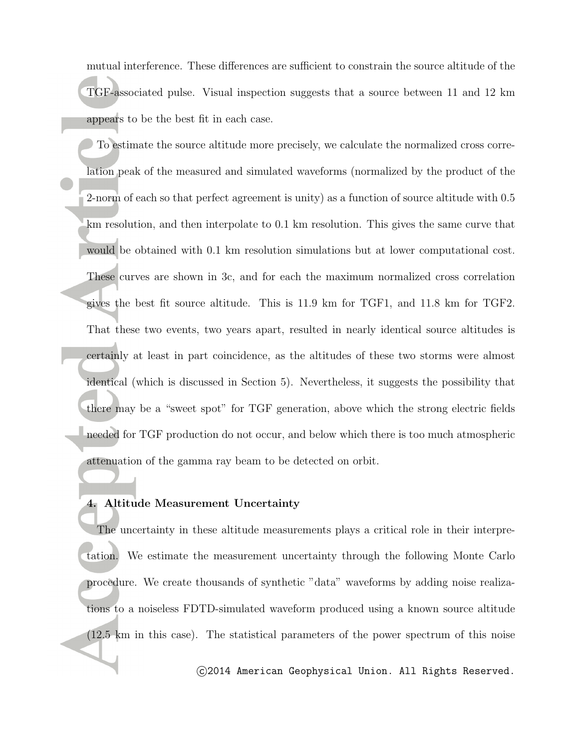mutual interference. These differences are sufficient to constrain the source altitude of the TGF-associated pulse. Visual inspection suggests that a source between 11 and 12 km appears to be the best fit in each case.

To estimate the source altitude more precisely, we calculate the normalized cross correlation peak of the measured and simulated waveforms (normalized by the product of the 2-norm of each so that perfect agreement is unity) as a function of source altitude with 0.5 km resolution, and then interpolate to 0.1 km resolution. This gives the same curve that would be obtained with 0.1 km resolution simulations but at lower computational cost. These curves are shown in 3c, and for each the maximum normalized cross correlation gives the best fit source altitude. This is 11.9 km for TGF1, and 11.8 km for TGF2. That these two events, two years apart, resulted in nearly identical source altitudes is certainly at least in part coincidence, as the altitudes of these two storms were almost identical (which is discussed in Section 5). Nevertheless, it suggests the possibility that there may be a "sweet spot" for TGF generation, above which the strong electric fields needed for TGF production do not occur, and below which there is too much atmospheric attenuation of the gamma ray beam to be detected on orbit.

## 4. Altitude Measurement Uncertainty

The uncertainty in these altitude measurements plays a critical role in their interpretation. We estimate the measurement uncertainty through the following Monte Carlo procedure. We create thousands of synthetic "data" waveforms by adding noise realizations to a noiseless FDTD-simulated waveform produced using a known source altitude (12.5 km in this case). The statistical parameters of the power spectrum of this noise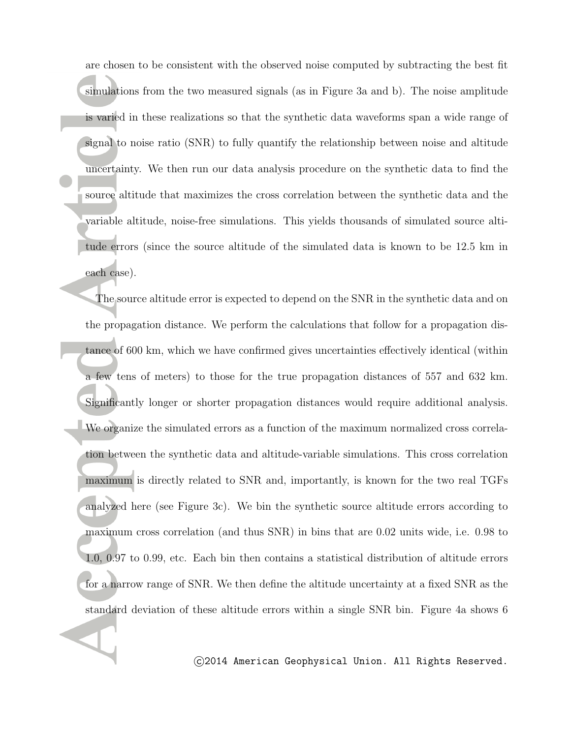are chosen to be consistent with the observed noise computed by subtracting the best fit simulations from the two measured signals (as in Figure 3a and b). The noise amplitude is varied in these realizations so that the synthetic data waveforms span a wide range of signal to noise ratio (SNR) to fully quantify the relationship between noise and altitude uncertainty. We then run our data analysis procedure on the synthetic data to find the source altitude that maximizes the cross correlation between the synthetic data and the variable altitude, noise-free simulations. This yields thousands of simulated source altitude errors (since the source altitude of the simulated data is known to be 12.5 km in each case).

The source altitude error is expected to depend on the SNR in the synthetic data and on the propagation distance. We perform the calculations that follow for a propagation distance of 600 km, which we have confirmed gives uncertainties effectively identical (within a few tens of meters) to those for the true propagation distances of 557 and 632 km. Significantly longer or shorter propagation distances would require additional analysis. We organize the simulated errors as a function of the maximum normalized cross correlation between the synthetic data and altitude-variable simulations. This cross correlation maximum is directly related to SNR and, importantly, is known for the two real TGFs analyzed here (see Figure 3c). We bin the synthetic source altitude errors according to maximum cross correlation (and thus SNR) in bins that are 0.02 units wide, i.e. 0.98 to 1.0, 0.97 to 0.99, etc. Each bin then contains a statistical distribution of altitude errors for a narrow range of SNR. We then define the altitude uncertainty at a fixed SNR as the standard deviation of these altitude errors within a single SNR bin. Figure 4a shows 6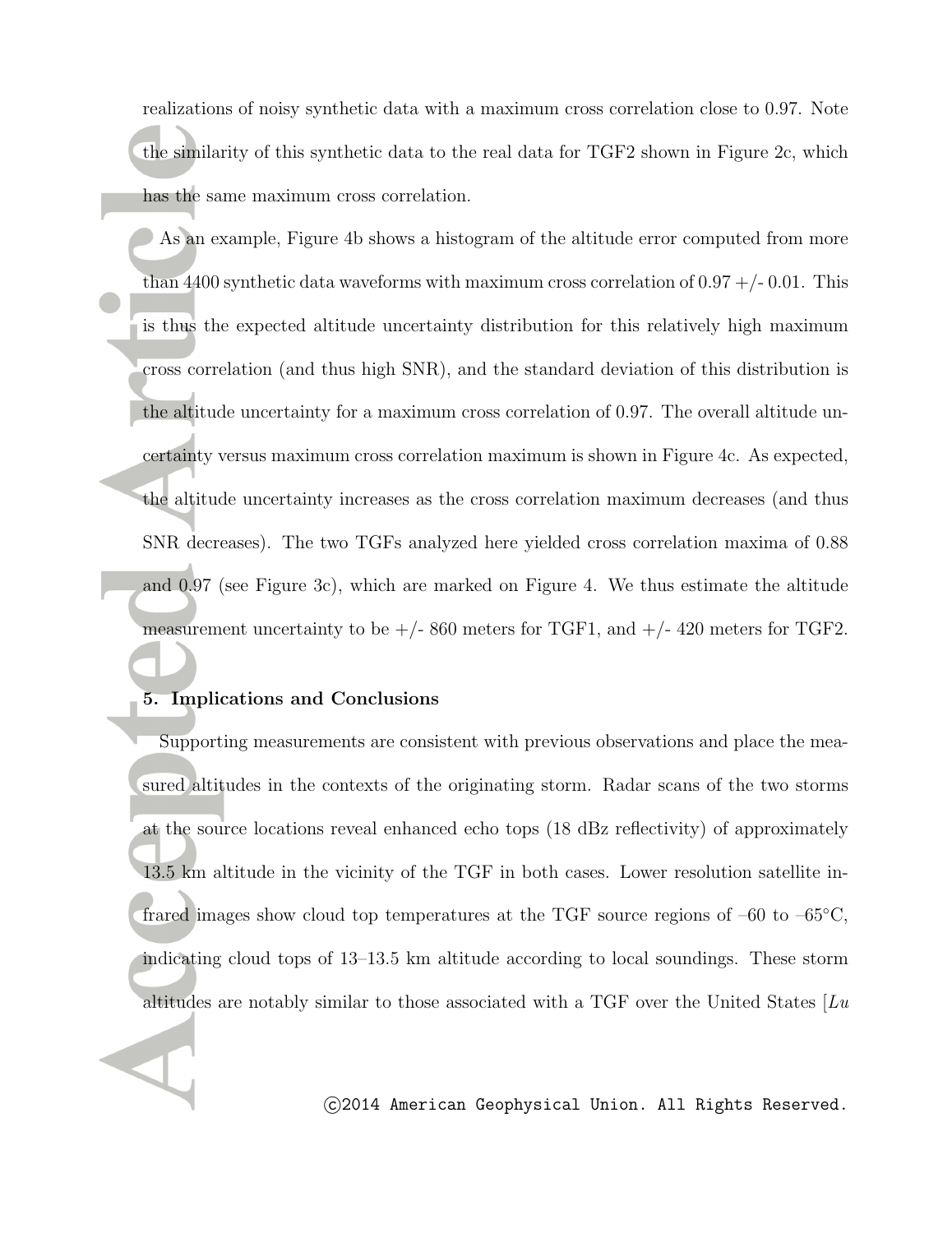realizations of noisy synthetic data with a maximum cross correlation close to 0.97. Note the similarity of this synthetic data to the real data for TGF2 shown in Figure 2c, which has the same maximum cross correlation.

As an example, Figure 4b shows a histogram of the altitude error computed from more than 4400 synthetic data waveforms with maximum cross correlation of 0.97 +/- 0.01. This is thus the expected altitude uncertainty distribution for this relatively high maximum cross correlation (and thus high SNR), and the standard deviation of this distribution is the altitude uncertainty for a maximum cross correlation of 0.97. The overall altitude uncertainty versus maximum cross correlation maximum is shown in Figure 4c. As expected, the altitude uncertainty increases as the cross correlation maximum decreases (and thus SNR decreases). The two TGFs analyzed here yielded cross correlation maxima of 0.88 and 0.97 (see Figure 3c), which are marked on Figure 4. We thus estimate the altitude measurement uncertainty to be +/- 860 meters for TGF1, and +/- 420 meters for TGF2.

## 5. Implications and Conclusions

Supporting measurements are consistent with previous observations and place the measured altitudes in the contexts of the originating storm. Radar scans of the two storms at the source locations reveal enhanced echo tops (18 dBz reflectivity) of approximately 13.5 km altitude in the vicinity of the TGF in both cases. Lower resolution satellite infrared images show cloud top temperatures at the TGF source regions of –60 to –65°C, indicating cloud tops of 13–13.5 km altitude according to local soundings. These storm altitudes are notably similar to those associated with a TGF over the United States [*Lu*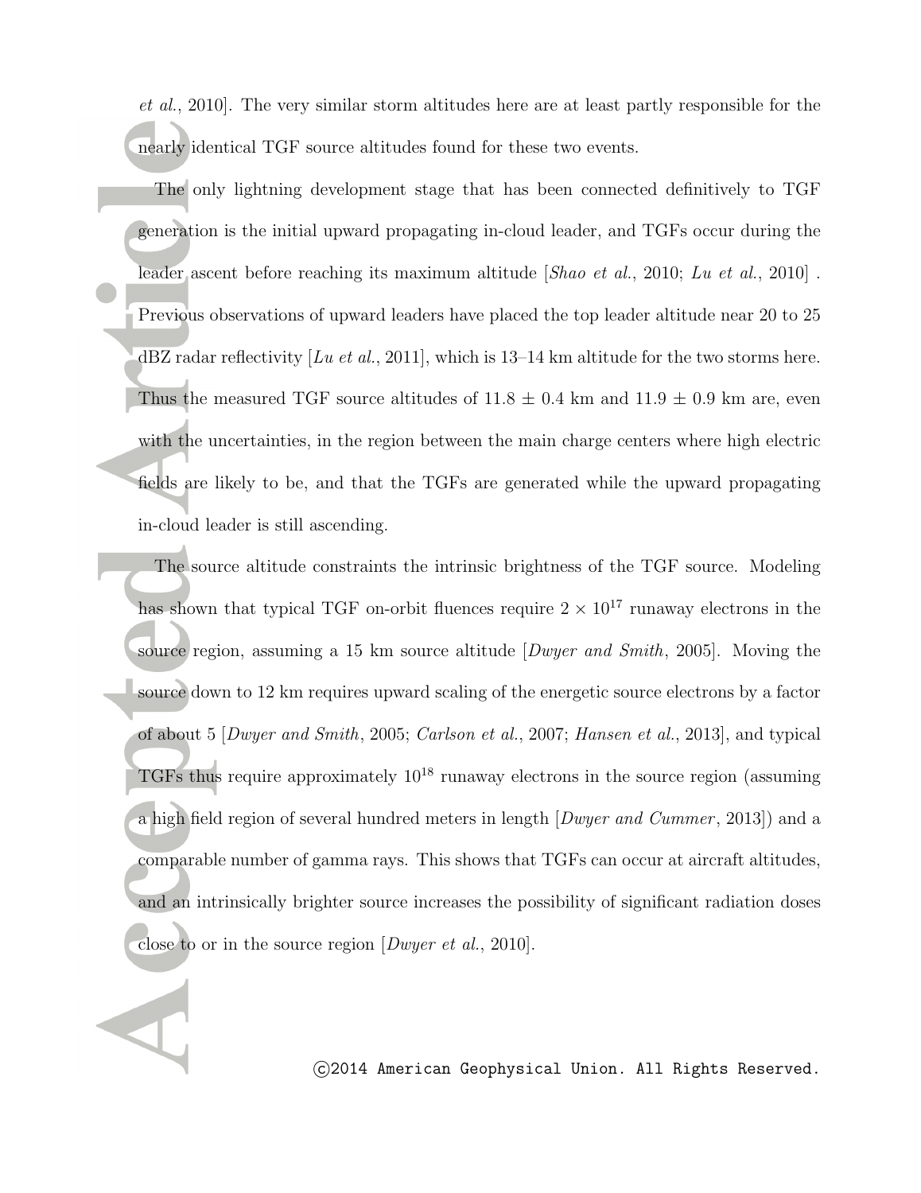*et al.*, 2010]. The very similar storm altitudes here are at least partly responsible for the nearly identical TGF source altitudes found for these two events.

The only lightning development stage that has been connected definitively to TGF generation is the initial upward propagating in-cloud leader, and TGFs occur during the leader ascent before reaching its maximum altitude [*Shao et al.*, 2010; *Lu et al.*, 2010] . Previous observations of upward leaders have placed the top leader altitude near 20 to 25 dBZ radar reflectivity [*Lu et al.*, 2011], which is 13–14 km altitude for the two storms here. Thus the measured TGF source altitudes of $11.8 \pm 0.4$ km and $11.9 \pm 0.9$ km are, even with the uncertainties, in the region between the main charge centers where high electric fields are likely to be, and that the TGFs are generated while the upward propagating in-cloud leader is still ascending.

The source altitude constraints the intrinsic brightness of the TGF source. Modeling has shown that typical TGF on-orbit fluences require $2 \times 10^{17}$ runaway electrons in the source region, assuming a 15 km source altitude [*Dwyer and Smith*, 2005]. Moving the source down to 12 km requires upward scaling of the energetic source electrons by a factor of about 5 [*Dwyer and Smith*, 2005; *Carlson et al.*, 2007; *Hansen et al.*, 2013], and typical TGFs thus require approximately $10^{18}$ runaway electrons in the source region (assuming a high field region of several hundred meters in length [*Dwyer and Cummer*, 2013]) and a comparable number of gamma rays. This shows that TGFs can occur at aircraft altitudes, and an intrinsically brighter source increases the possibility of significant radiation doses close to or in the source region [*Dwyer et al.*, 2010].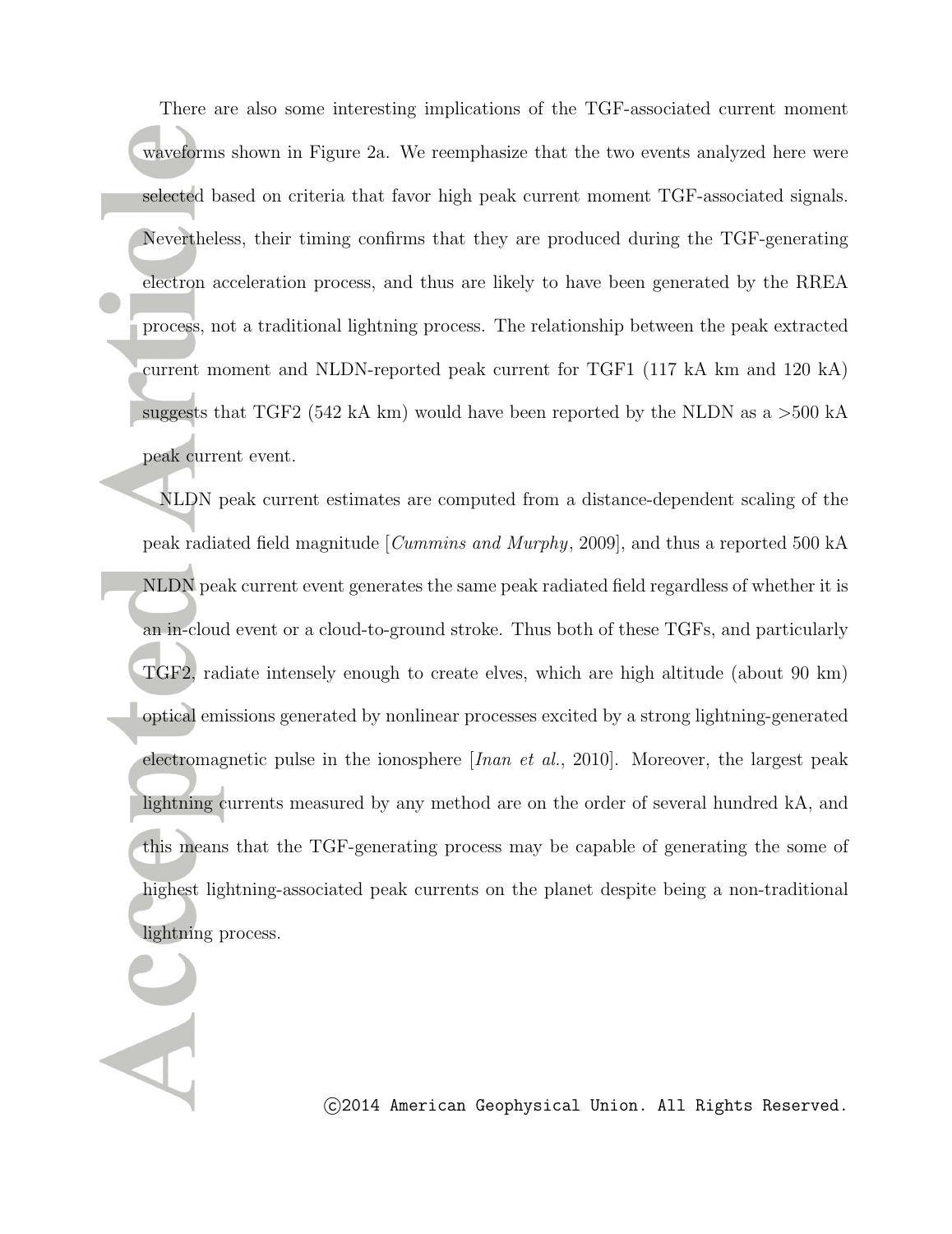There are also some interesting implications of the TGF-associated current moment waveforms shown in Figure 2a. We reemphasize that the two events analyzed here were selected based on criteria that favor high peak current moment TGF-associated signals. Nevertheless, their timing confirms that they are produced during the TGF-generating electron acceleration process, and thus are likely to have been generated by the RREA process, not a traditional lightning process. The relationship between the peak extracted current moment and NLDN-reported peak current for TGF1 (117 kA km and 120 kA) suggests that TGF2 (542 kA km) would have been reported by the NLDN as a >500 kA peak current event.

NLDN peak current estimates are computed from a distance-dependent scaling of the peak radiated field magnitude [*Cummins and Murphy*, 2009], and thus a reported 500 kA NLDN peak current event generates the same peak radiated field regardless of whether it is an in-cloud event or a cloud-to-ground stroke. Thus both of these TGFs, and particularly TGF2, radiate intensely enough to create elves, which are high altitude (about 90 km) optical emissions generated by nonlinear processes excited by a strong lightning-generated electromagnetic pulse in the ionosphere [*Inan et al.*, 2010]. Moreover, the largest peak lightning currents measured by any method are on the order of several hundred kA, and this means that the TGF-generating process may be capable of generating the some of highest lightning-associated peak currents on the planet despite being a non-traditional lightning process.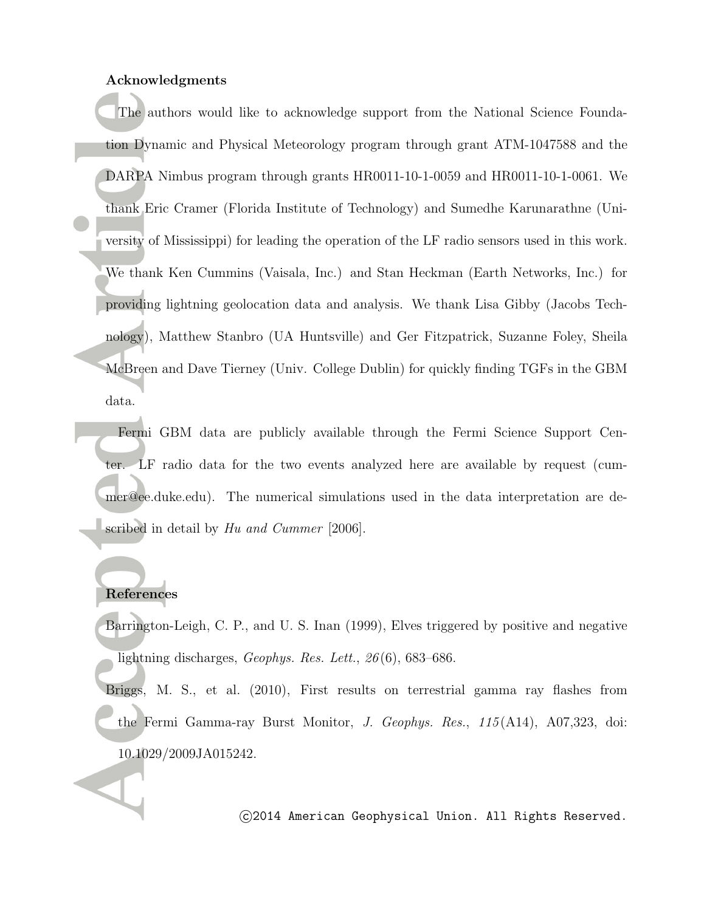**Acknowledgments**

The authors would like to acknowledge support from the National Science Foundation Dynamic and Physical Meteorology program through grant ATM-1047588 and the DARPA Nimbus program through grants HR0011-10-1-0059 and HR0011-10-1-0061. We thank Eric Cramer (Florida Institute of Technology) and Sumedhe Karunarathne (University of Mississippi) for leading the operation of the LF radio sensors used in this work. We thank Ken Cummins (Vaisala, Inc.) and Stan Heckman (Earth Networks, Inc.) for providing lightning geolocation data and analysis. We thank Lisa Gibby (Jacobs Technology), Matthew Stanbro (UA Huntsville) and Ger Fitzpatrick, Suzanne Foley, Sheila McBreen and Dave Tierney (Univ. College Dublin) for quickly finding TGFs in the GBM data.

Fermi GBM data are publicly available through the Fermi Science Support Center. LF radio data for the two events analyzed here are available by request (cummer@ee.duke.edu). The numerical simulations used in the data interpretation are described in detail by *Hu and Cummer* [2006].

**References**

Barrington-Leigh, C. P., and U. S. Inan (1999), Elves triggered by positive and negative lightning discharges, *Geophys. Res. Lett.*, *26*(6), 683–686.

Briggs, M. S., et al. (2010), First results on terrestrial gamma ray flashes from the Fermi Gamma-ray Burst Monitor, *J. Geophys. Res.*, *115*(A14), A07,323, doi: 10.1029/2009JA015242.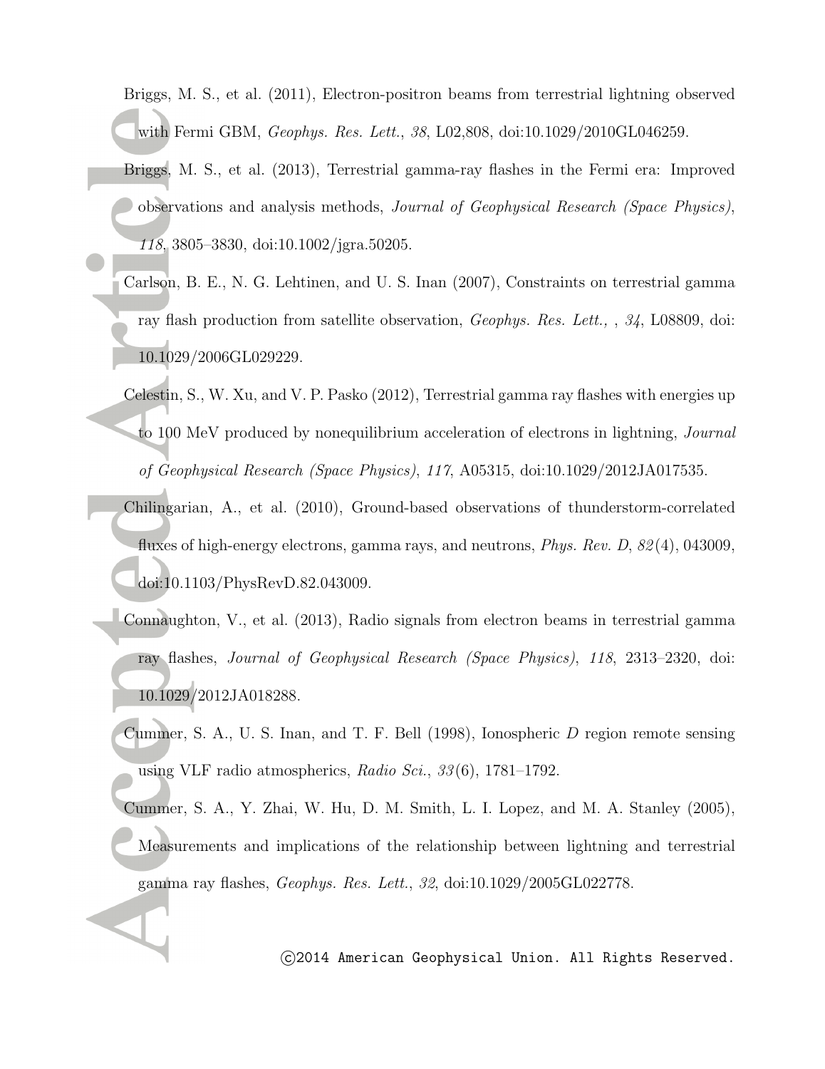Briggs, M. S., et al. (2011), Electron-positron beams from terrestrial lightning observed with Fermi GBM, *Geophys. Res. Lett.*, *38*, L02,808, doi:10.1029/2010GL046259.

Briggs, M. S., et al. (2013), Terrestrial gamma-ray flashes in the Fermi era: Improved observations and analysis methods, *Journal of Geophysical Research (Space Physics)*, *118*, 3805–3830, doi:10.1002/jgra.50205.

Carlson, B. E., N. G. Lehtinen, and U. S. Inan (2007), Constraints on terrestrial gamma ray flash production from satellite observation, *Geophys. Res. Lett.,* , *34*, L08809, doi: 10.1029/2006GL029229.

Celestin, S., W. Xu, and V. P. Pasko (2012), Terrestrial gamma ray flashes with energies up to 100 MeV produced by nonequilibrium acceleration of electrons in lightning, *Journal of Geophysical Research (Space Physics)*, *117*, A05315, doi:10.1029/2012JA017535.

Chilingarian, A., et al. (2010), Ground-based observations of thunderstorm-correlated fluxes of high-energy electrons, gamma rays, and neutrons, *Phys. Rev. D*, *82*(4), 043009, doi:10.1103/PhysRevD.82.043009.

Connaughton, V., et al. (2013), Radio signals from electron beams in terrestrial gamma ray flashes, *Journal of Geophysical Research (Space Physics)*, *118*, 2313–2320, doi: 10.1029/2012JA018288.

Cummer, S. A., U. S. Inan, and T. F. Bell (1998), Ionospheric *D* region remote sensing using VLF radio atmospherics, *Radio Sci.*, *33*(6), 1781–1792.

Cummer, S. A., Y. Zhai, W. Hu, D. M. Smith, L. I. Lopez, and M. A. Stanley (2005), Measurements and implications of the relationship between lightning and terrestrial gamma ray flashes, *Geophys. Res. Lett.*, *32*, doi:10.1029/2005GL022778.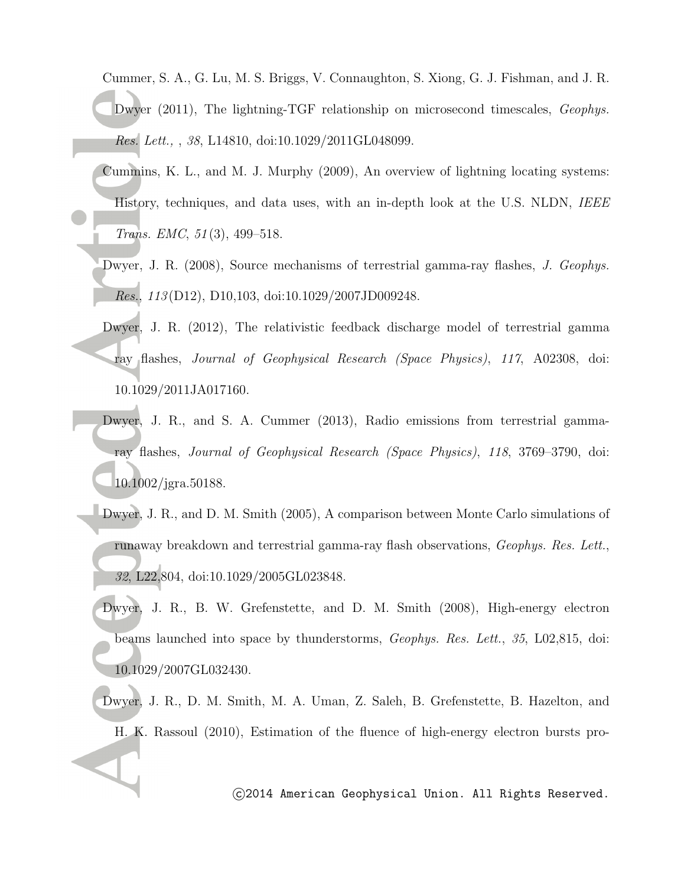Cummer, S. A., G. Lu, M. S. Briggs, V. Connaughton, S. Xiong, G. J. Fishman, and J. R. Dwyer (2011), The lightning-TGF relationship on microsecond timescales, *Geophys. Res. Lett.,* , *38*, L14810, doi:10.1029/2011GL048099.

Cummins, K. L., and M. J. Murphy (2009), An overview of lightning locating systems: History, techniques, and data uses, with an in-depth look at the U.S. NLDN, *IEEE Trans. EMC*, *51*(3), 499–518.

Dwyer, J. R. (2008), Source mechanisms of terrestrial gamma-ray flashes, *J. Geophys. Res.*, *113*(D12), D10,103, doi:10.1029/2007JD009248.

Dwyer, J. R. (2012), The relativistic feedback discharge model of terrestrial gamma ray flashes, *Journal of Geophysical Research (Space Physics)*, *117*, A02308, doi: 10.1029/2011JA017160.

Dwyer, J. R., and S. A. Cummer (2013), Radio emissions from terrestrial gamma-ray flashes, *Journal of Geophysical Research (Space Physics)*, *118*, 3769–3790, doi: 10.1002/jgra.50188.

Dwyer, J. R., and D. M. Smith (2005), A comparison between Monte Carlo simulations of runaway breakdown and terrestrial gamma-ray flash observations, *Geophys. Res. Lett.*, *32*, L22,804, doi:10.1029/2005GL023848.

Dwyer, J. R., B. W. Grefenstette, and D. M. Smith (2008), High-energy electron beams launched into space by thunderstorms, *Geophys. Res. Lett.*, *35*, L02,815, doi: 10.1029/2007GL032430.

Dwyer, J. R., D. M. Smith, M. A. Uman, Z. Saleh, B. Grefenstette, B. Hazelton, and H. K. Rassoul (2010), Estimation of the fluence of high-energy electron bursts pro-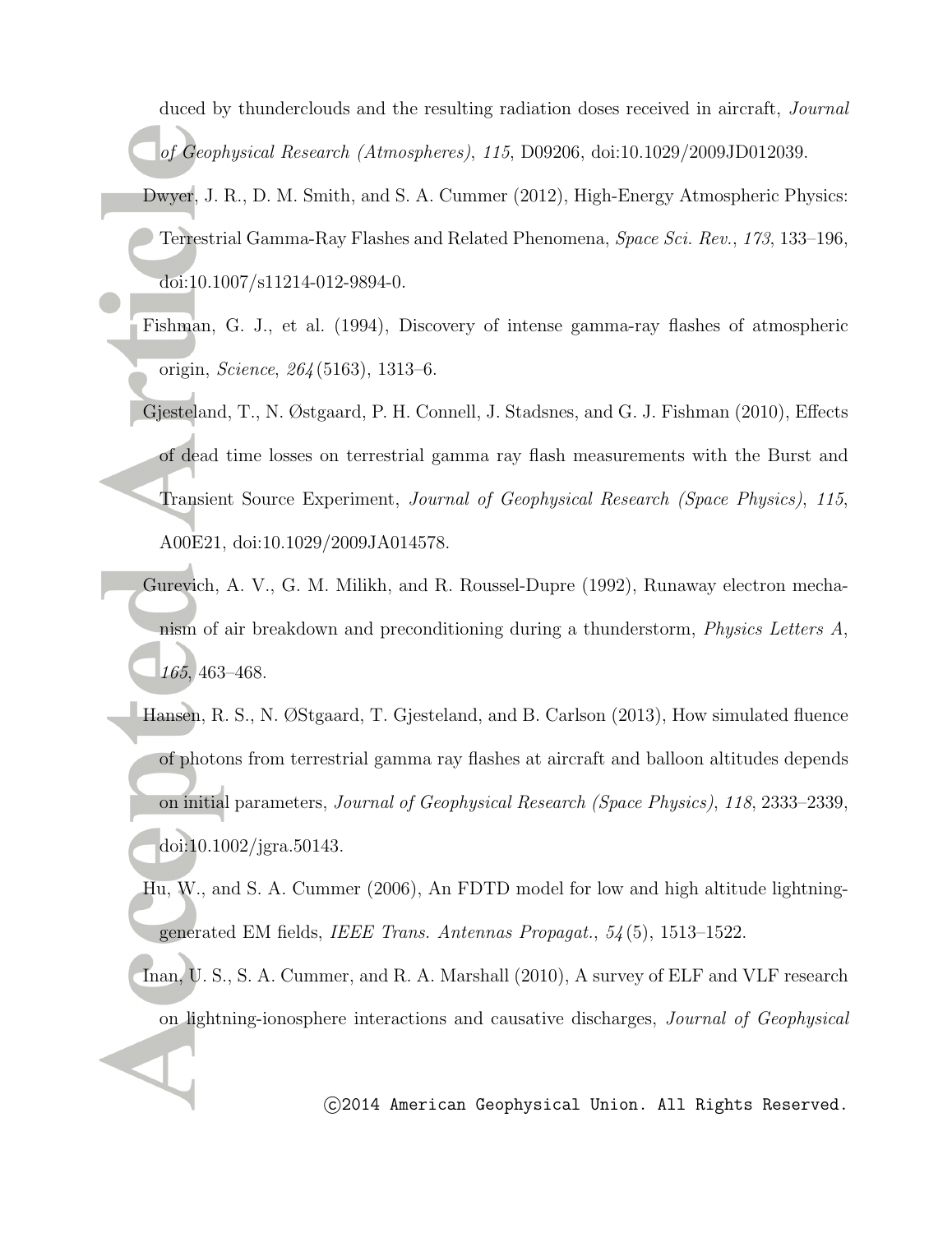duced by thunderclouds and the resulting radiation doses received in aircraft, *Journal of Geophysical Research (Atmospheres)*, *115*, D09206, doi:10.1029/2009JD012039.

Dwyer, J. R., D. M. Smith, and S. A. Cummer (2012), High-Energy Atmospheric Physics: Terrestrial Gamma-Ray Flashes and Related Phenomena, *Space Sci. Rev.*, *173*, 133–196, doi:10.1007/s11214-012-9894-0.

Fishman, G. J., et al. (1994), Discovery of intense gamma-ray flashes of atmospheric origin, *Science*, *264*(5163), 1313–6.

Gjesteland, T., N. Østgaard, P. H. Connell, J. Stadsnes, and G. J. Fishman (2010), Effects of dead time losses on terrestrial gamma ray flash measurements with the Burst and Transient Source Experiment, *Journal of Geophysical Research (Space Physics)*, *115*, A00E21, doi:10.1029/2009JA014578.

Gurevich, A. V., G. M. Milikh, and R. Roussel-Dupre (1992), Runaway electron mechanism of air breakdown and preconditioning during a thunderstorm, *Physics Letters A*, *165*, 463–468.

Hansen, R. S., N. ØStgaard, T. Gjesteland, and B. Carlson (2013), How simulated fluence of photons from terrestrial gamma ray flashes at aircraft and balloon altitudes depends on initial parameters, *Journal of Geophysical Research (Space Physics)*, *118*, 2333–2339, doi:10.1002/jgra.50143.

Hu, W., and S. A. Cummer (2006), An FDTD model for low and high altitude lightning-generated EM fields, *IEEE Trans. Antennas Propagat.*, *54*(5), 1513–1522.

Inan, U. S., S. A. Cummer, and R. A. Marshall (2010), A survey of ELF and VLF research on lightning-ionosphere interactions and causative discharges, *Journal of Geophysical*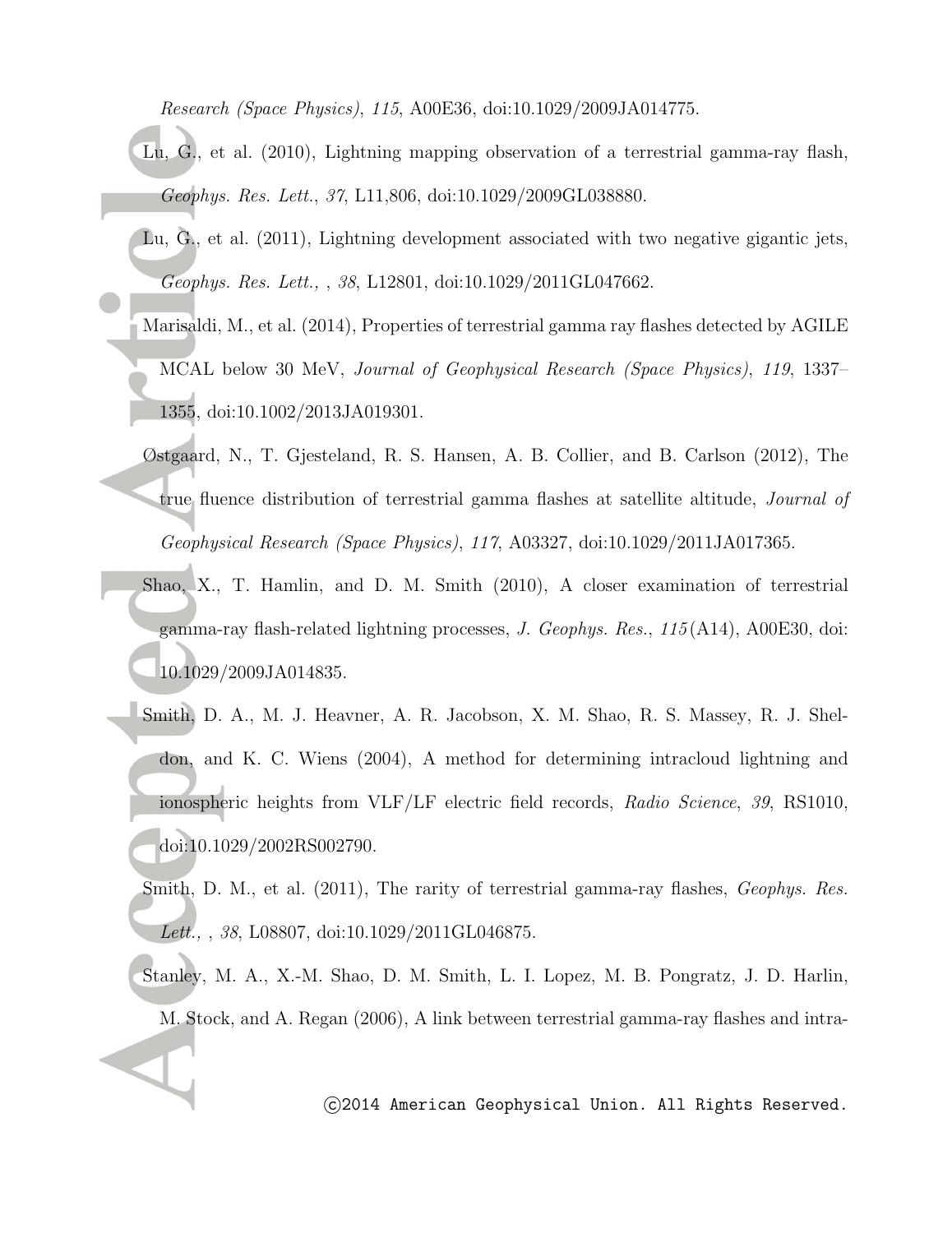*Research (Space Physics)*, *115*, A00E36, doi:10.1029/2009JA014775.

Lu, G., et al. (2010), Lightning mapping observation of a terrestrial gamma-ray flash, *Geophys. Res. Lett.*, *37*, L11,806, doi:10.1029/2009GL038880.

Lu, G., et al. (2011), Lightning development associated with two negative gigantic jets, *Geophys. Res. Lett.,* , *38*, L12801, doi:10.1029/2011GL047662.

Marisaldi, M., et al. (2014), Properties of terrestrial gamma ray flashes detected by AGILE MCAL below 30 MeV, *Journal of Geophysical Research (Space Physics)*, *119*, 1337–1355, doi:10.1002/2013JA019301.

Østgaard, N., T. Gjesteland, R. S. Hansen, A. B. Collier, and B. Carlson (2012), The true fluence distribution of terrestrial gamma flashes at satellite altitude, *Journal of Geophysical Research (Space Physics)*, *117*, A03327, doi:10.1029/2011JA017365.

Shao, X., T. Hamlin, and D. M. Smith (2010), A closer examination of terrestrial gamma-ray flash-related lightning processes, *J. Geophys. Res.*, *115* (A14), A00E30, doi:10.1029/2009JA014835.

Smith, D. A., M. J. Heavner, A. R. Jacobson, X. M. Shao, R. S. Massey, R. J. Sheldon, and K. C. Wiens (2004), A method for determining intracloud lightning and ionospheric heights from VLF/LF electric field records, *Radio Science*, *39*, RS1010, doi:10.1029/2002RS002790.

Smith, D. M., et al. (2011), The rarity of terrestrial gamma-ray flashes, *Geophys. Res. Lett.,* , *38*, L08807, doi:10.1029/2011GL046875.

Stanley, M. A., X.-M. Shao, D. M. Smith, L. I. Lopez, M. B. Pongratz, J. D. Harlin, M. Stock, and A. Regan (2006), A link between terrestrial gamma-ray flashes and intra-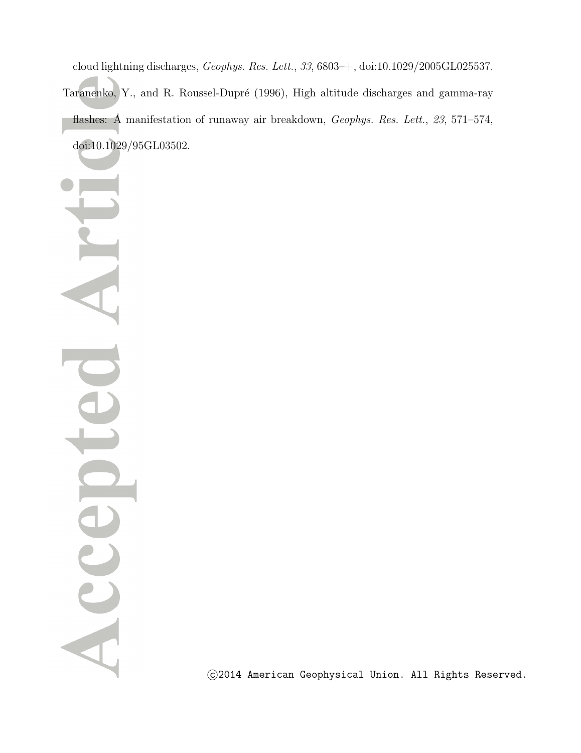cloud lightning discharges, *Geophys. Res. Lett.*, *33*, 6803–+, doi:10.1029/2005GL025537.

Taranenko, Y., and R. Roussel-Dupré (1996), High altitude discharges and gamma-ray flashes: A manifestation of runaway air breakdown, *Geophys. Res. Lett.*, *23*, 571–574, doi:10.1029/95GL03502.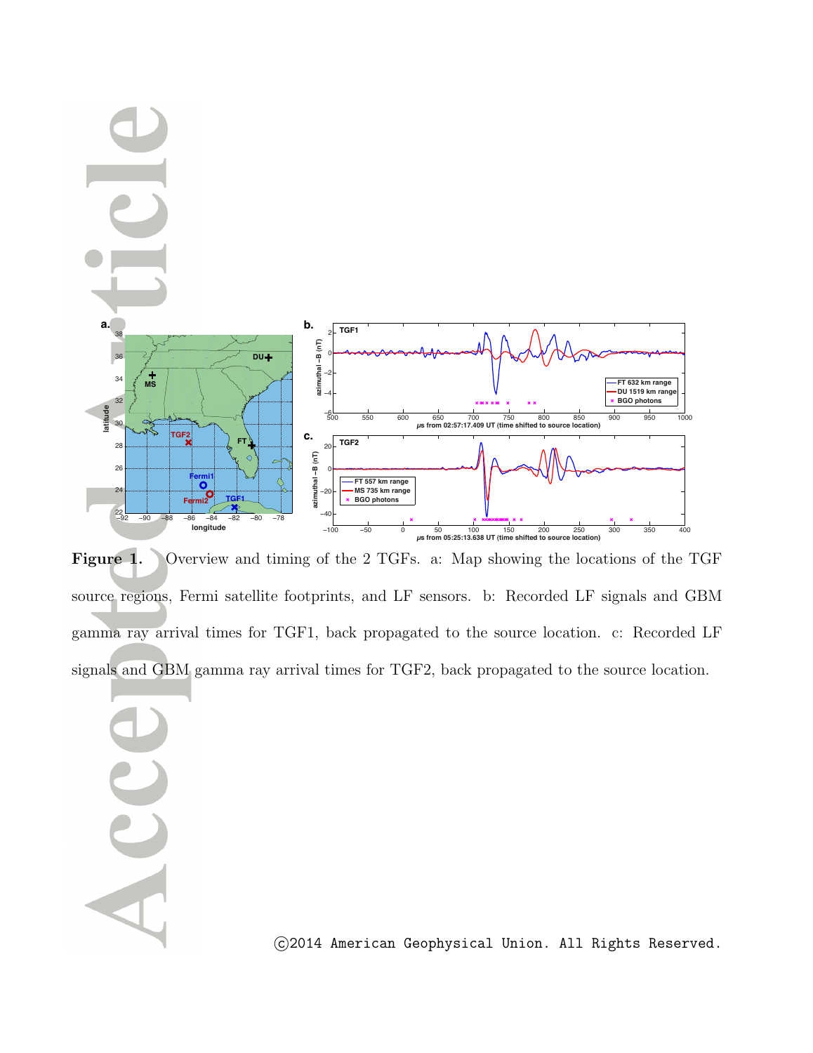**Figure 1.** Overview and timing of the 2 TGFs. a: Map showing the locations of the TGF source regions, Fermi satellite footprints, and LF sensors. b: Recorded LF signals and GBM gamma ray arrival times for TGF1, back propagated to the source location. c: Recorded LF signals and GBM gamma ray arrival times for TGF2, back propagated to the source location.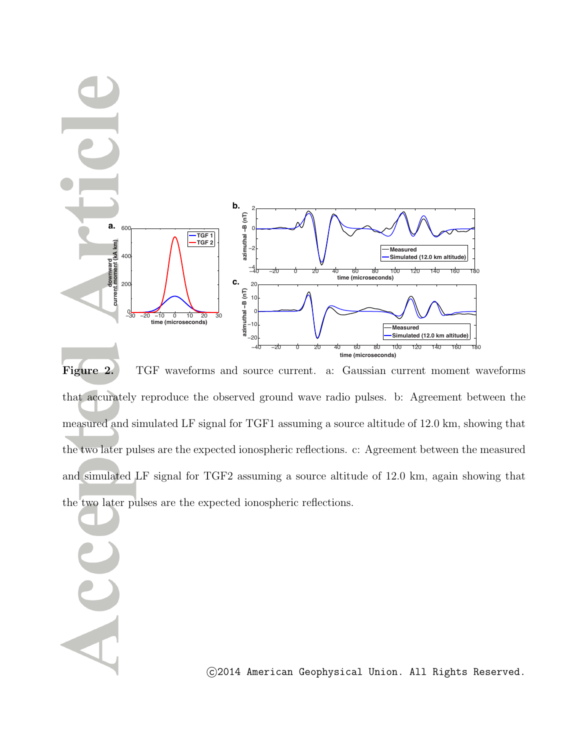**Figure 2.** TGF waveforms and source current. a: Gaussian current moment waveforms that accurately reproduce the observed ground wave radio pulses. b: Agreement between the measured and simulated LF signal for TGF1 assuming a source altitude of 12.0 km, showing that the two later pulses are the expected ionospheric reflections. c: Agreement between the measured and simulated LF signal for TGF2 assuming a source altitude of 12.0 km, again showing that the two later pulses are the expected ionospheric reflections.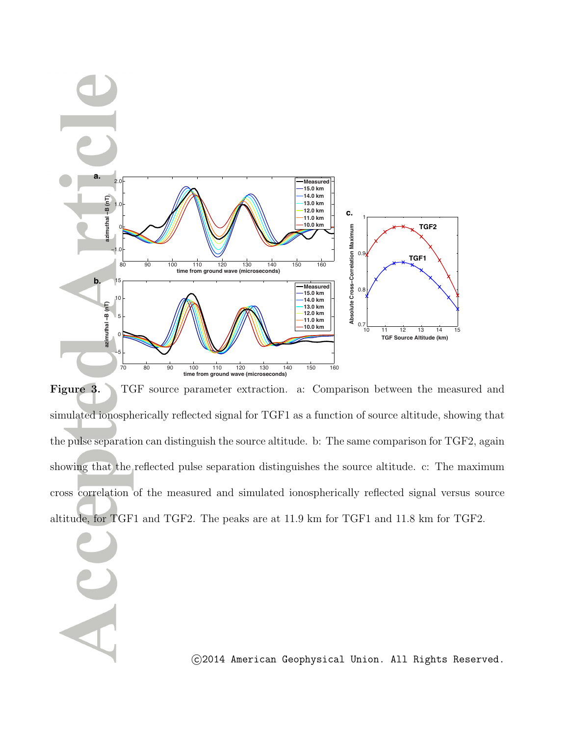**Figure 3.** TGF source parameter extraction. a: Comparison between the measured and simulated ionospherically reflected signal for TGF1 as a function of source altitude, showing that the pulse separation can distinguish the source altitude. b: The same comparison for TGF2, again showing that the reflected pulse separation distinguishes the source altitude. c: The maximum cross correlation of the measured and simulated ionospherically reflected signal versus source altitude, for TGF1 and TGF2. The peaks are at 11.9 km for TGF1 and 11.8 km for TGF2.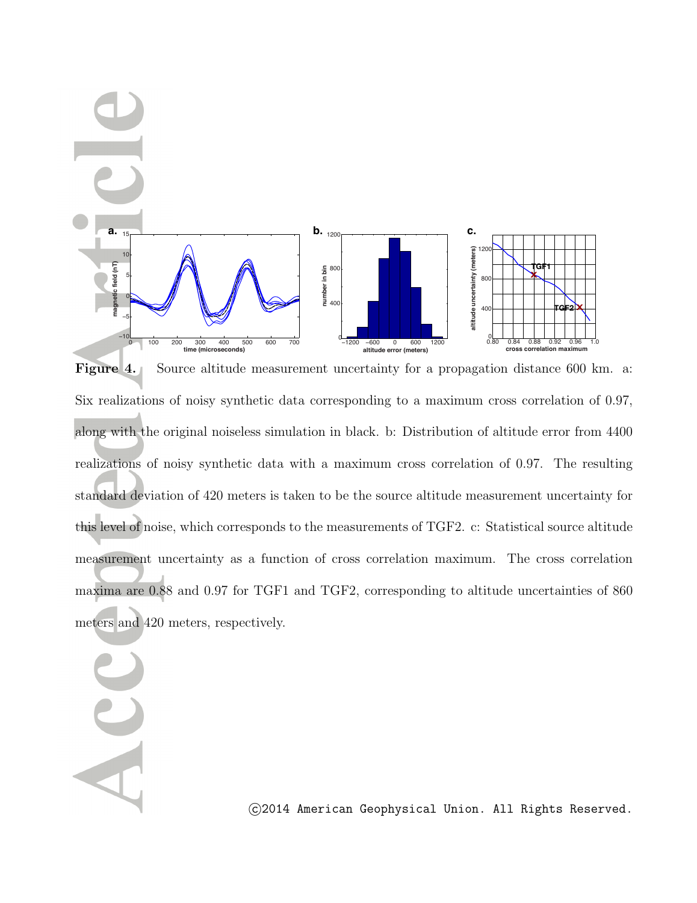a.

magnetic field (nT)

15
10
5
0
-5
-10

0 100 200 300 400 500 600 700

time (microseconds)

b.

number in bin

1200
800
400
0

−1200 −600 0 600 1200

altitude error (meters)

c.

altitude uncertainty (meters)

1200
800
400
0

0.80 0.84 0.88 0.92 0.96 1.0

cross correlation maximum

TGF1

TGF2

**Figure 4.** Source altitude measurement uncertainty for a propagation distance 600 km. a: Six realizations of noisy synthetic data corresponding to a maximum cross correlation of 0.97, along with the original noiseless simulation in black. b: Distribution of altitude error from 4400 realizations of noisy synthetic data with a maximum cross correlation of 0.97. The resulting standard deviation of 420 meters is taken to be the source altitude measurement uncertainty for this level of noise, which corresponds to the measurements of TGF2. c: Statistical source altitude measurement uncertainty as a function of cross correlation maximum. The cross correlation maxima are 0.88 and 0.97 for TGF1 and TGF2, corresponding to altitude uncertainties of 860 meters and 420 meters, respectively.